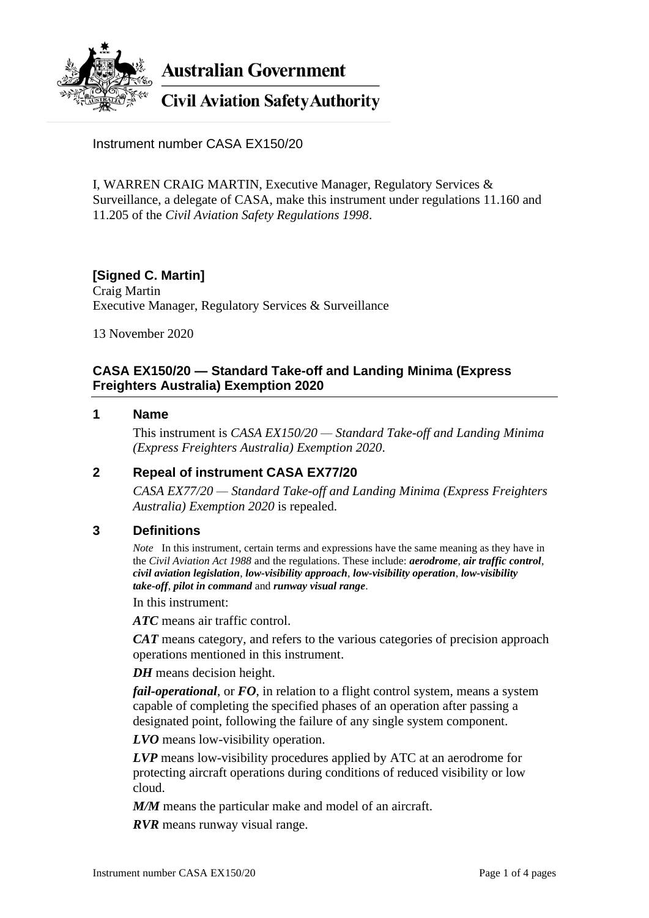**Australian Government**

**Civil Aviation Safety Authority**

Instrument number CASA EX150/20

I, WARREN CRAIG MARTIN, Executive Manager, Regulatory Services & Surveillance, a delegate of CASA, make this instrument under regulations 11.160 and 11.205 of the *Civil Aviation Safety Regulations 1998*.

**[Signed C. Martin]**
Craig Martin
Executive Manager, Regulatory Services & Surveillance

13 November 2020

## CASA EX150/20 — Standard Take-off and Landing Minima (Express Freighters Australia) Exemption 2020

### 1 Name

This instrument is *CASA EX150/20 — Standard Take-off and Landing Minima (Express Freighters Australia) Exemption 2020*.

### 2 Repeal of instrument CASA EX77/20

*CASA EX77/20 — Standard Take-off and Landing Minima (Express Freighters Australia) Exemption 2020* is repealed.

### 3 Definitions

*Note* In this instrument, certain terms and expressions have the same meaning as they have in the *Civil Aviation Act 1988* and the regulations. These include: ***aerodrome***, ***air traffic control***, ***civil aviation legislation***, ***low-visibility approach***, ***low-visibility operation***, ***low-visibility take-off***, ***pilot in command*** and ***runway visual range***.

In this instrument:

***ATC*** means air traffic control.

***CAT*** means category, and refers to the various categories of precision approach operations mentioned in this instrument.

***DH*** means decision height.

***fail-operational***, or ***FO***, in relation to a flight control system, means a system capable of completing the specified phases of an operation after passing a designated point, following the failure of any single system component.

***LVO*** means low-visibility operation.

***LVP*** means low-visibility procedures applied by ATC at an aerodrome for protecting aircraft operations during conditions of reduced visibility or low cloud.

***M/M*** means the particular make and model of an aircraft.

***RVR*** means runway visual range.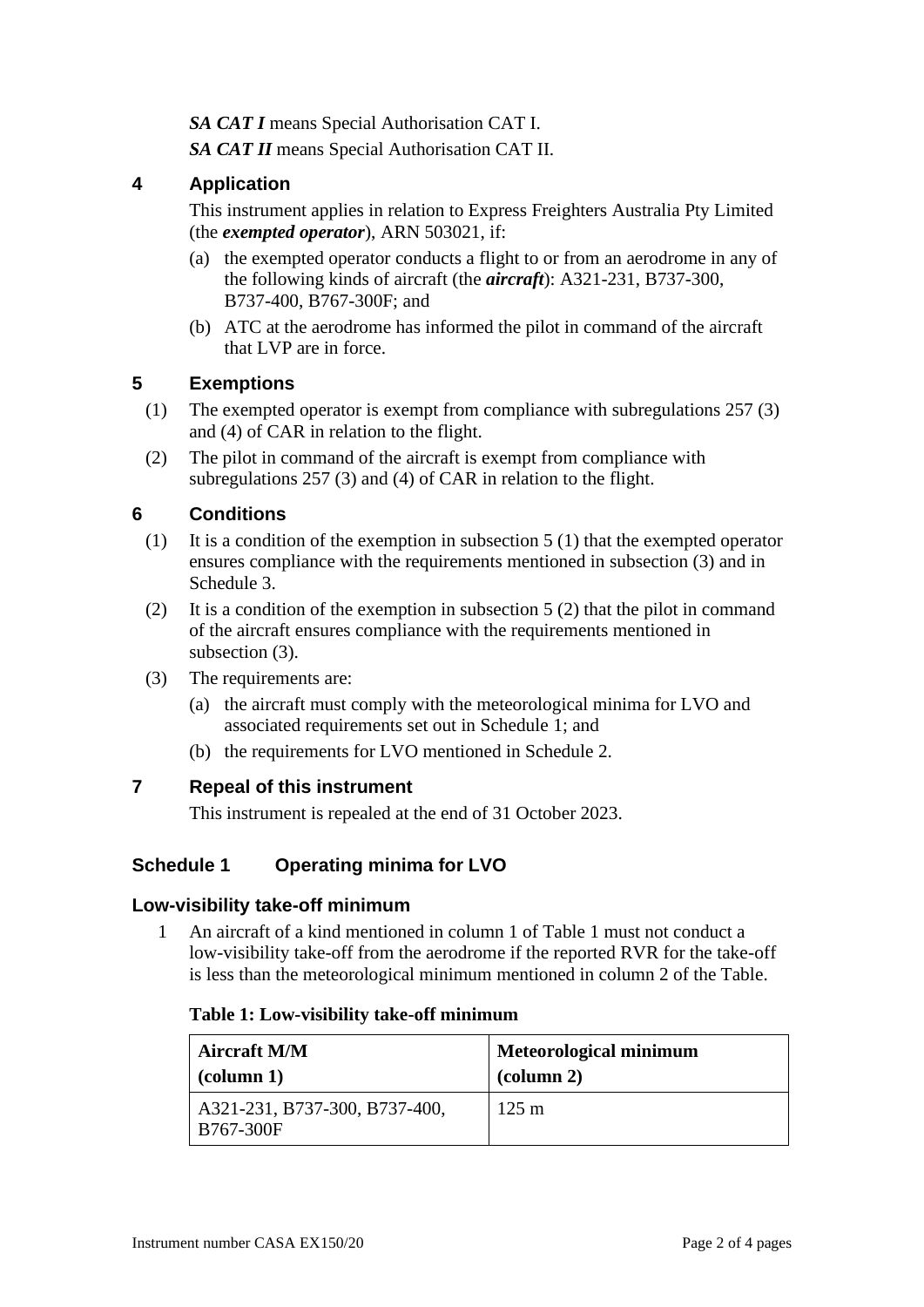***SA CAT I*** means Special Authorisation CAT I.

***SA CAT II*** means Special Authorisation CAT II.

## 4 Application

This instrument applies in relation to Express Freighters Australia Pty Limited (the ***exempted operator***), ARN 503021, if:

(a) the exempted operator conducts a flight to or from an aerodrome in any of the following kinds of aircraft (the ***aircraft***): A321-231, B737-300, B737-400, B767-300F; and

(b) ATC at the aerodrome has informed the pilot in command of the aircraft that LVP are in force.

## 5 Exemptions

(1) The exempted operator is exempt from compliance with subregulations 257 (3) and (4) of CAR in relation to the flight.

(2) The pilot in command of the aircraft is exempt from compliance with subregulations 257 (3) and (4) of CAR in relation to the flight.

## 6 Conditions

(1) It is a condition of the exemption in subsection 5 (1) that the exempted operator ensures compliance with the requirements mentioned in subsection (3) and in Schedule 3.

(2) It is a condition of the exemption in subsection 5 (2) that the pilot in command of the aircraft ensures compliance with the requirements mentioned in subsection (3).

(3) The requirements are:

(a) the aircraft must comply with the meteorological minima for LVO and associated requirements set out in Schedule 1; and

(b) the requirements for LVO mentioned in Schedule 2.

## 7 Repeal of this instrument

This instrument is repealed at the end of 31 October 2023.

## Schedule 1 Operating minima for LVO

### Low-visibility take-off minimum

1 An aircraft of a kind mentioned in column 1 of Table 1 must not conduct a low-visibility take-off from the aerodrome if the reported RVR for the take-off is less than the meteorological minimum mentioned in column 2 of the Table.

**Table 1: Low-visibility take-off minimum**

| Aircraft M/M (column 1) | Meteorological minimum (column 2) |
|---|---|
| A321-231, B737-300, B737-400, B767-300F | 125 m |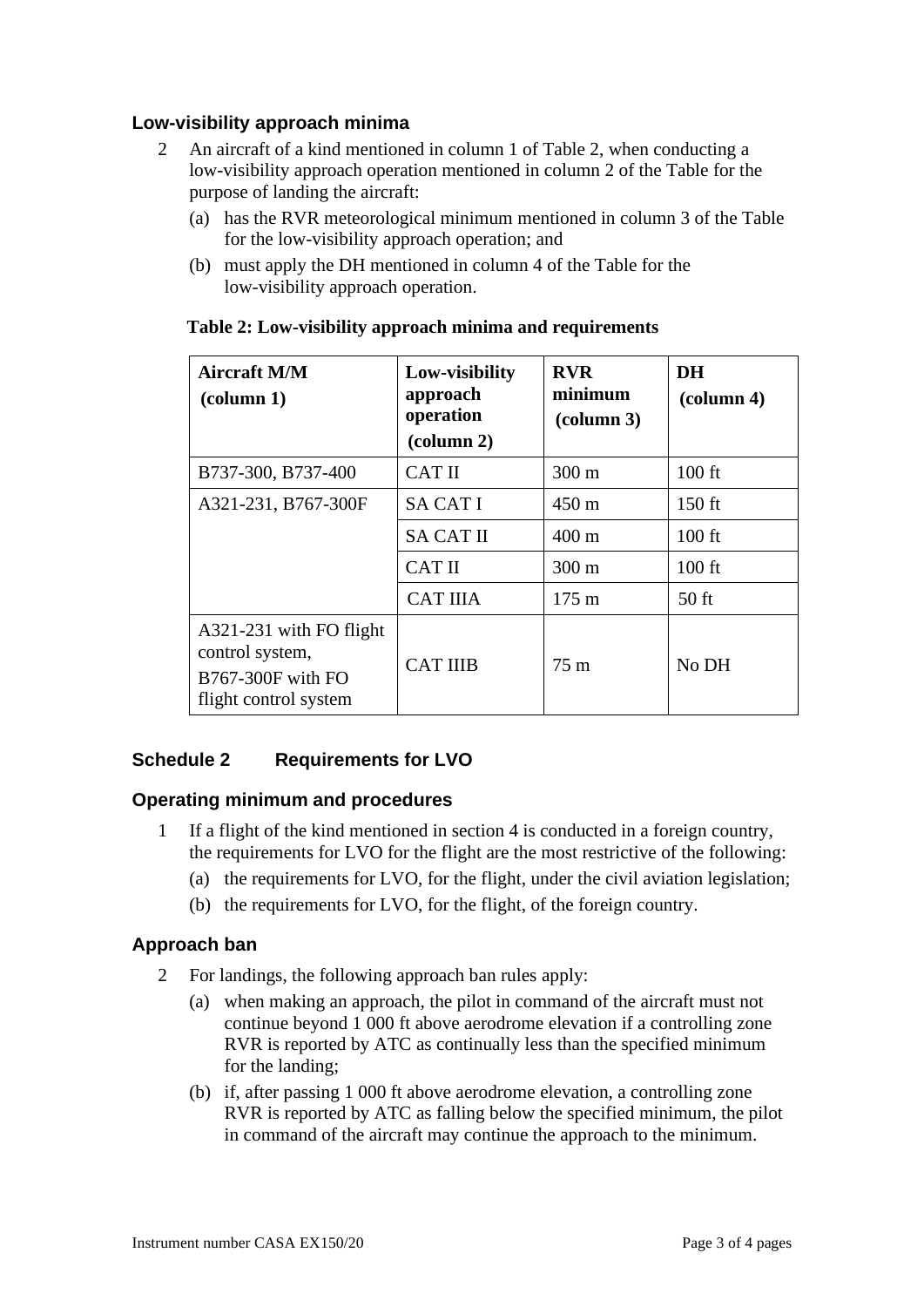### Low-visibility approach minima

2 An aircraft of a kind mentioned in column 1 of Table 2, when conducting a low-visibility approach operation mentioned in column 2 of the Table for the purpose of landing the aircraft:

(a) has the RVR meteorological minimum mentioned in column 3 of the Table for the low-visibility approach operation; and

(b) must apply the DH mentioned in column 4 of the Table for the low-visibility approach operation.

**Table 2: Low-visibility approach minima and requirements**

| **Aircraft M/M (column 1)** | **Low-visibility approach operation (column 2)** | **RVR minimum (column 3)** | **DH (column 4)** |
|---|---|---|---|
| B737-300, B737-400 | CAT II | 300 m | 100 ft |
| A321-231, B767-300F | SA CAT I | 450 m | 150 ft |
| | SA CAT II | 400 m | 100 ft |
| | CAT II | 300 m | 100 ft |
| | CAT IIIA | 175 m | 50 ft |
| A321-231 with FO flight control system, B767-300F with FO flight control system | CAT IIIB | 75 m | No DH |

## Schedule 2 Requirements for LVO

### Operating minimum and procedures

1 If a flight of the kind mentioned in section 4 is conducted in a foreign country, the requirements for LVO for the flight are the most restrictive of the following:

(a) the requirements for LVO, for the flight, under the civil aviation legislation;

(b) the requirements for LVO, for the flight, of the foreign country.

### Approach ban

2 For landings, the following approach ban rules apply:

(a) when making an approach, the pilot in command of the aircraft must not continue beyond 1 000 ft above aerodrome elevation if a controlling zone RVR is reported by ATC as continually less than the specified minimum for the landing;

(b) if, after passing 1 000 ft above aerodrome elevation, a controlling zone RVR is reported by ATC as falling below the specified minimum, the pilot in command of the aircraft may continue the approach to the minimum.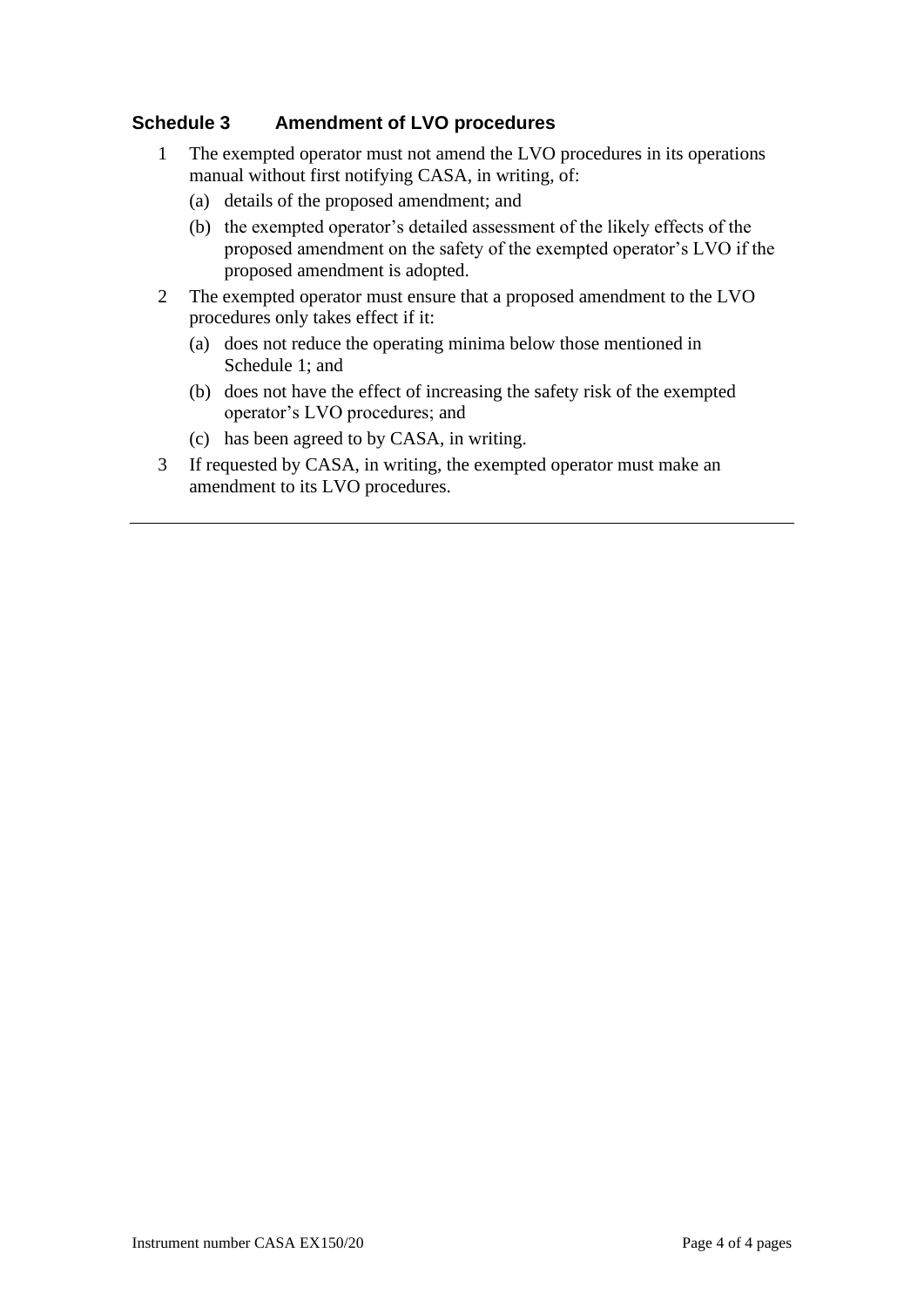## Schedule 3 Amendment of LVO procedures

1 The exempted operator must not amend the LVO procedures in its operations manual without first notifying CASA, in writing, of:

   (a) details of the proposed amendment; and

   (b) the exempted operator's detailed assessment of the likely effects of the proposed amendment on the safety of the exempted operator's LVO if the proposed amendment is adopted.

2 The exempted operator must ensure that a proposed amendment to the LVO procedures only takes effect if it:

   (a) does not reduce the operating minima below those mentioned in Schedule 1; and

   (b) does not have the effect of increasing the safety risk of the exempted operator's LVO procedures; and

   (c) has been agreed to by CASA, in writing.

3 If requested by CASA, in writing, the exempted operator must make an amendment to its LVO procedures.